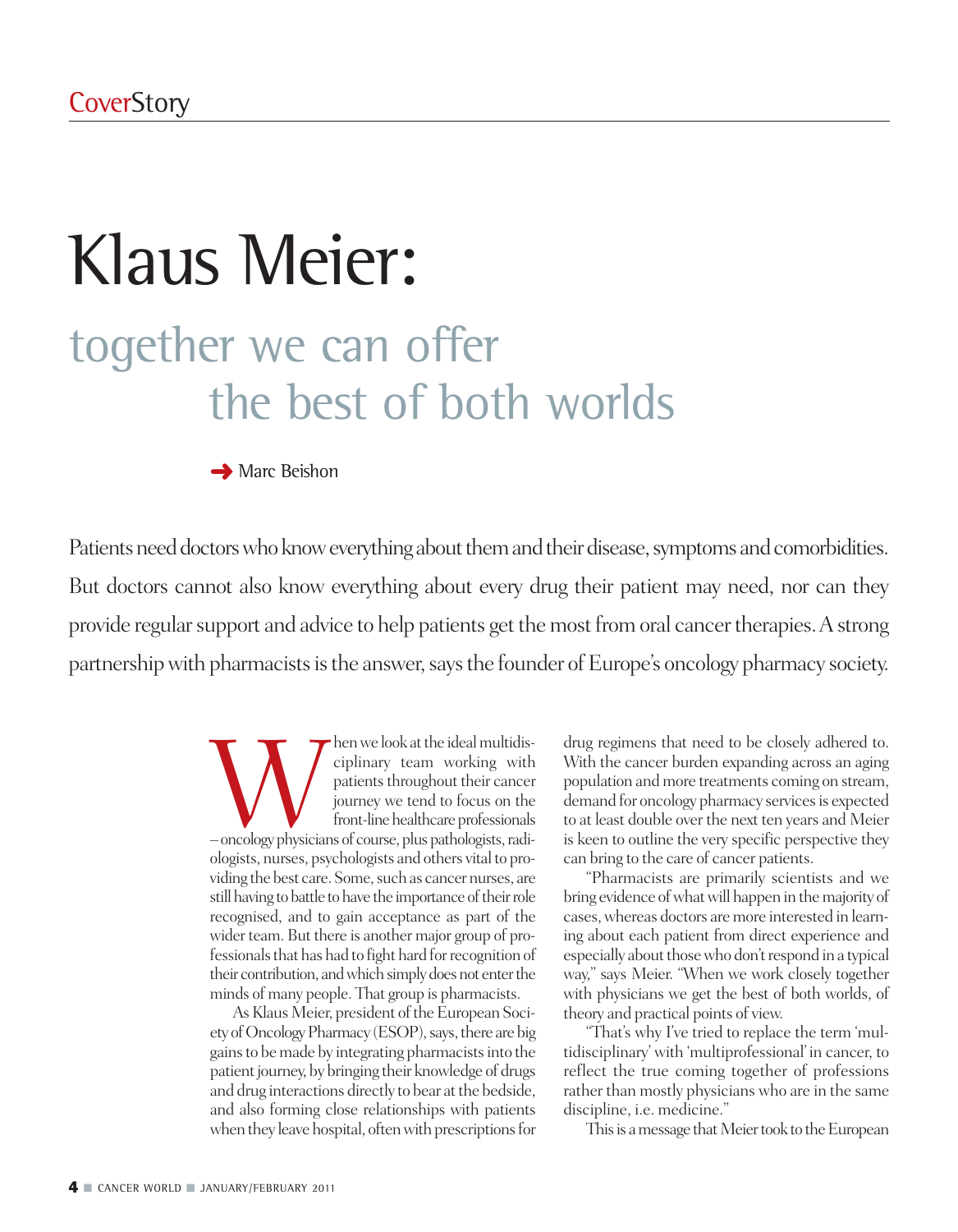CoverStory

# Klaus Meier:

## together we can offer the best of both worlds

➜ Marc Beishon

Patients need doctors who know everything about them and their disease, symptoms and comorbidities. But doctors cannot also know everything about every drug their patient may need, nor can they provide regular support and advice to help patients get the most from oral cancer therapies. A strong partnership with pharmacists is the answer, says the founder of Europe's oncology pharmacy society.

When we look at the ideal multidisciplinary team working with patients throughout their cancer journey we tend to focus on the front-line healthcare professionals – oncology physicians of course, plus pathologists, radiologists, nurses, psychologists and others vital to providing the best care. Some, such as cancer nurses, are still having to battle to have the importance of their role recognised, and to gain acceptance as part of the wider team. But there is another major group of professionals that has had to fight hard for recognition of their contribution, and which simply does not enter the minds of many people. That group is pharmacists.

As Klaus Meier, president of the European Society of Oncology Pharmacy (ESOP), says, there are big gains to be made by integrating pharmacists into the patient journey, by bringing their knowledge of drugs and drug interactions directly to bear at the bedside, and also forming close relationships with patients when they leave hospital, often with prescriptions for drug regimens that need to be closely adhered to. With the cancer burden expanding across an aging population and more treatments coming on stream, demand for oncology pharmacy services is expected to at least double over the next ten years and Meier is keen to outline the very specific perspective they can bring to the care of cancer patients.

"Pharmacists are primarily scientists and we bring evidence of what will happen in the majority of cases, whereas doctors are more interested in learning about each patient from direct experience and especially about those who don't respond in a typical way," says Meier. "When we work closely together with physicians we get the best of both worlds, of theory and practical points of view.

"That's why I've tried to replace the term 'multidisciplinary' with 'multiprofessional' in cancer, to reflect the true coming together of professions rather than mostly physicians who are in the same discipline, i.e. medicine."

This is a message that Meier took to the European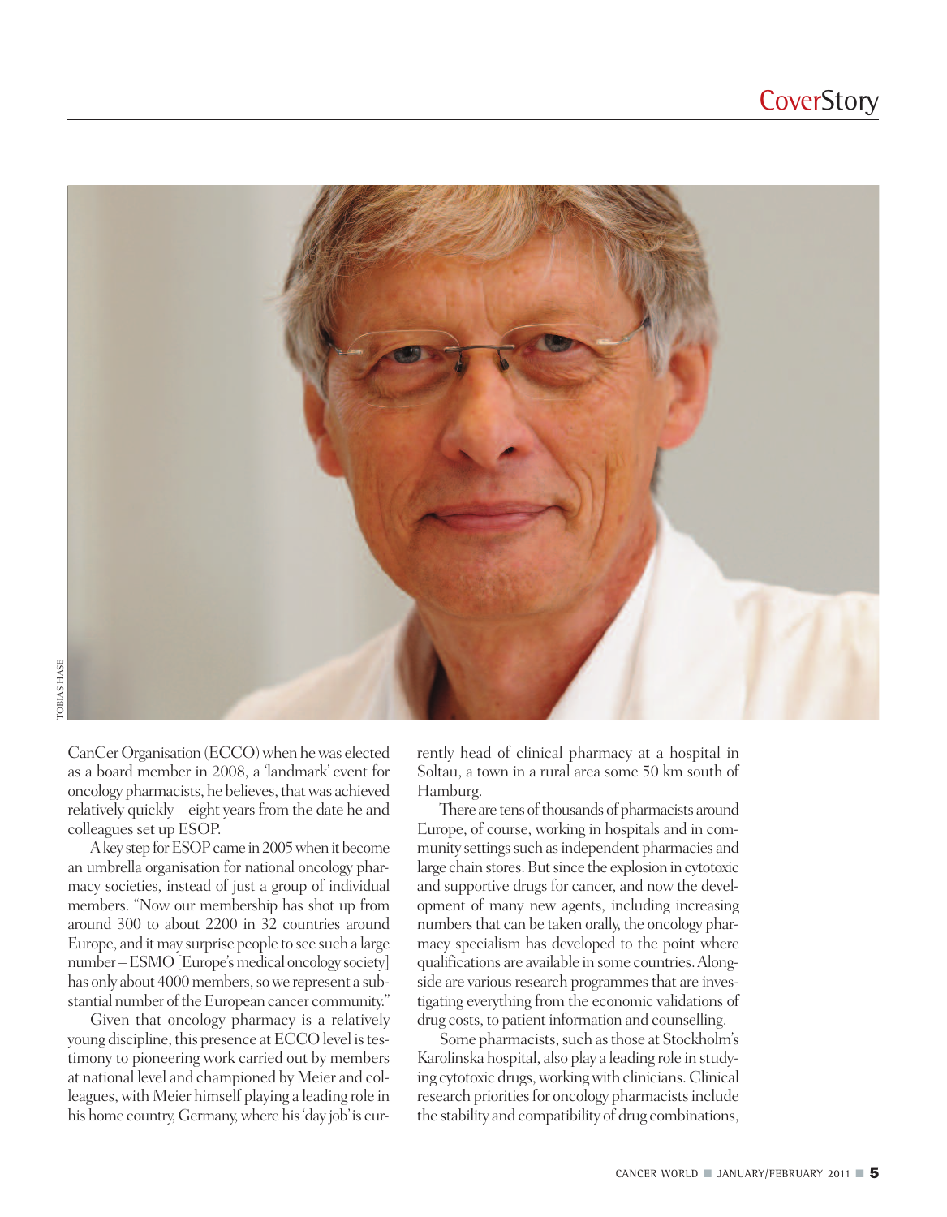CanCer Organisation (ECCO) when he was elected as a board member in 2008, a 'landmark' event for oncology pharmacists, he believes, that was achieved relatively quickly – eight years from the date he and colleagues set up ESOP.

A key step for ESOP came in 2005 when it become an umbrella organisation for national oncology pharmacy societies, instead of just a group of individual members. "Now our membership has shot up from around 300 to about 2200 in 32 countries around Europe, and it may surprise people to see such a large number – ESMO [Europe's medical oncology society] has only about 4000 members, so we represent a substantial number of the European cancer community."

Given that oncology pharmacy is a relatively young discipline, this presence at ECCO level is testimony to pioneering work carried out by members at national level and championed by Meier and colleagues, with Meier himself playing a leading role in his home country, Germany, where his 'day job' is currently head of clinical pharmacy at a hospital in Soltau, a town in a rural area some 50 km south of Hamburg.

There are tens of thousands of pharmacists around Europe, of course, working in hospitals and in community settings such as independent pharmacies and large chain stores. But since the explosion in cytotoxic and supportive drugs for cancer, and now the development of many new agents, including increasing numbers that can be taken orally, the oncology pharmacy specialism has developed to the point where qualifications are available in some countries. Alongside are various research programmes that are investigating everything from the economic validations of drug costs, to patient information and counselling.

Some pharmacists, such as those at Stockholm's Karolinska hospital, also play a leading role in studying cytotoxic drugs, working with clinicians. Clinical research priorities for oncology pharmacists include the stability and compatibility of drug combinations,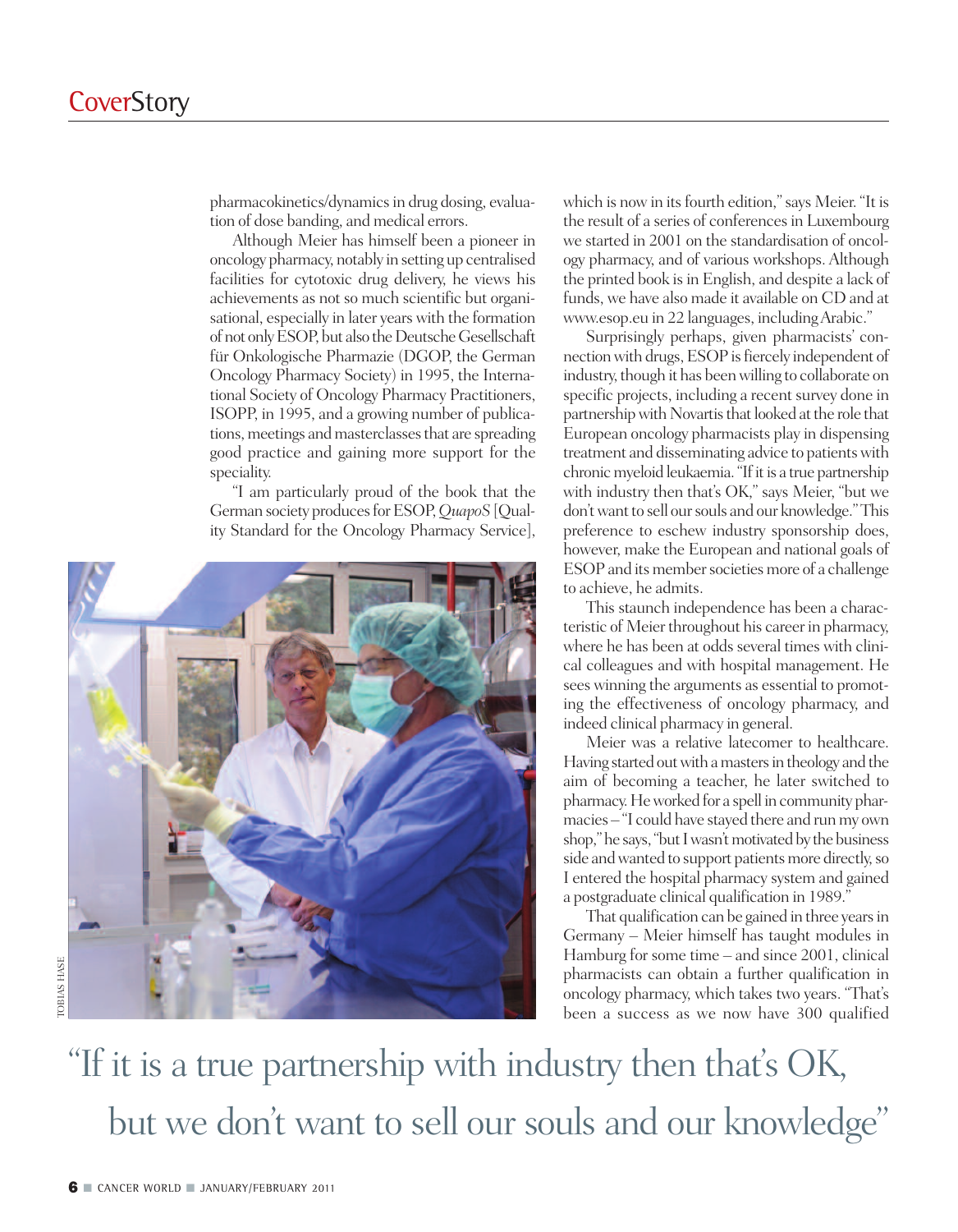pharmacokinetics/dynamics in drug dosing, evaluation of dose banding, and medical errors.

Although Meier has himself been a pioneer in oncology pharmacy, notably in setting up centralised facilities for cytotoxic drug delivery, he views his achievements as not so much scientific but organisational, especially in later years with the formation of not only ESOP, but also the Deutsche Gesellschaft für Onkologische Pharmazie (DGOP, the German Oncology Pharmacy Society) in 1995, the International Society of Oncology Pharmacy Practitioners, ISOPP, in 1995, and a growing number of publications, meetings and masterclasses that are spreading good practice and gaining more support for the speciality.

"I am particularly proud of the book that the German society produces for ESOP, *QuapoS* [Quality Standard for the Oncology Pharmacy Service], which is now in its fourth edition," says Meier. "It is the result of a series of conferences in Luxembourg we started in 2001 on the standardisation of oncology pharmacy, and of various workshops. Although the printed book is in English, and despite a lack of funds, we have also made it available on CD and at www.esop.eu in 22 languages, including Arabic."

Surprisingly perhaps, given pharmacists' connection with drugs, ESOP is fiercely independent of industry, though it has been willing to collaborate on specific projects, including a recent survey done in partnership with Novartis that looked at the role that European oncology pharmacists play in dispensing treatment and disseminating advice to patients with chronic myeloid leukaemia. "If it is a true partnership with industry then that's OK," says Meier, "but we don't want to sell our souls and our knowledge." This preference to eschew industry sponsorship does, however, make the European and national goals of ESOP and its member societies more of a challenge to achieve, he admits.

This staunch independence has been a characteristic of Meier throughout his career in pharmacy, where he has been at odds several times with clinical colleagues and with hospital management. He sees winning the arguments as essential to promoting the effectiveness of oncology pharmacy, and indeed clinical pharmacy in general.

Meier was a relative latecomer to healthcare. Having started out with a masters in theology and the aim of becoming a teacher, he later switched to pharmacy. He worked for a spell in community pharmacies – "I could have stayed there and run my own shop," he says, "but I wasn't motivated by the business side and wanted to support patients more directly, so I entered the hospital pharmacy system and gained a postgraduate clinical qualification in 1989."

That qualification can be gained in three years in Germany – Meier himself has taught modules in Hamburg for some time – and since 2001, clinical pharmacists can obtain a further qualification in oncology pharmacy, which takes two years. "That's been a success as we now have 300 qualified

> "If it is a true partnership with industry then that's OK, but we don't want to sell our souls and our knowledge"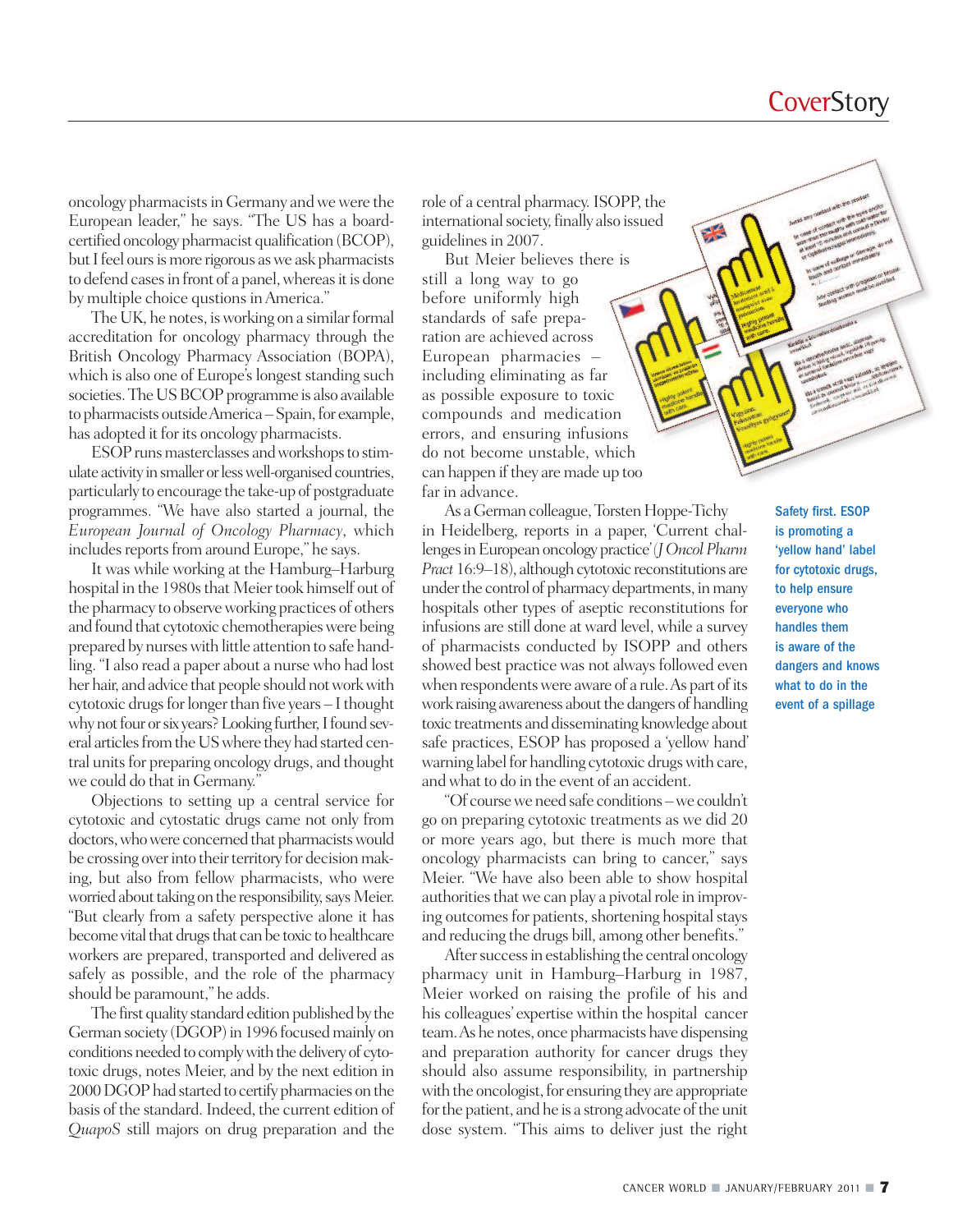oncology pharmacists in Germany and we were the European leader," he says. "The US has a board-certified oncology pharmacist qualification (BCOP), but I feel ours is more rigorous as we ask pharmacists to defend cases in front of a panel, whereas it is done by multiple choice qustions in America."

The UK, he notes, is working on a similar formal accreditation for oncology pharmacy through the British Oncology Pharmacy Association (BOPA), which is also one of Europe's longest standing such societies. The US BCOP programme is also available to pharmacists outside America – Spain, for example, has adopted it for its oncology pharmacists.

ESOP runs masterclasses and workshops to stimulate activity in smaller or less well-organised countries, particularly to encourage the take-up of postgraduate programmes. "We have also started a journal, the *European Journal of Oncology Pharmacy*, which includes reports from around Europe," he says.

It was while working at the Hamburg–Harburg hospital in the 1980s that Meier took himself out of the pharmacy to observe working practices of others and found that cytotoxic chemotherapies were being prepared by nurses with little attention to safe handling. "I also read a paper about a nurse who had lost her hair, and advice that people should not work with cytotoxic drugs for longer than five years – I thought why not four or six years? Looking further, I found several articles from the US where they had started central units for preparing oncology drugs, and thought we could do that in Germany."

Objections to setting up a central service for cytotoxic and cytostatic drugs came not only from doctors, who were concerned that pharmacists would be crossing over into their territory for decision making, but also from fellow pharmacists, who were worried about taking on the responsibility, says Meier. "But clearly from a safety perspective alone it has become vital that drugs that can be toxic to healthcare workers are prepared, transported and delivered as safely as possible, and the role of the pharmacy should be paramount," he adds.

The first quality standard edition published by the German society (DGOP) in 1996 focused mainly on conditions needed to comply with the delivery of cytotoxic drugs, notes Meier, and by the next edition in 2000 DGOP had started to certify pharmacies on the basis of the standard. Indeed, the current edition of *QuapoS* still majors on drug preparation and the role of a central pharmacy. ISOPP, the international society, finally also issued guidelines in 2007.

But Meier believes there is still a long way to go before uniformly high standards of safe preparation are achieved across European pharmacies – including eliminating as far as possible exposure to toxic compounds and medication errors, and ensuring infusions do not become unstable, which can happen if they are made up too far in advance.

As a German colleague, Torsten Hoppe-Tichy in Heidelberg, reports in a paper, 'Current challenges in European oncology practice' (*J Oncol Pharm Pract* 16:9–18), although cytotoxic reconstitutions are under the control of pharmacy departments, in many hospitals other types of aseptic reconstitutions for infusions are still done at ward level, while a survey of pharmacists conducted by ISOPP and others showed best practice was not always followed even when respondents were aware of a rule. As part of its work raising awareness about the dangers of handling toxic treatments and disseminating knowledge about safe practices, ESOP has proposed a 'yellow hand' warning label for handling cytotoxic drugs with care, and what to do in the event of an accident.

"Of course we need safe conditions – we couldn't go on preparing cytotoxic treatments as we did 20 or more years ago, but there is much more that oncology pharmacists can bring to cancer," says Meier. "We have also been able to show hospital authorities that we can play a pivotal role in improving outcomes for patients, shortening hospital stays and reducing the drugs bill, among other benefits."

After success in establishing the central oncology pharmacy unit in Hamburg–Harburg in 1987, Meier worked on raising the profile of his and his colleagues' expertise within the hospital cancer team. As he notes, once pharmacists have dispensing and preparation authority for cancer drugs they should also assume responsibility, in partnership with the oncologist, for ensuring they are appropriate for the patient, and he is a strong advocate of the unit dose system. "This aims to deliver just the right

**Safety first. ESOP is promoting a 'yellow hand' label for cytotoxic drugs, to help ensure everyone who handles them is aware of the dangers and knows what to do in the event of a spillage**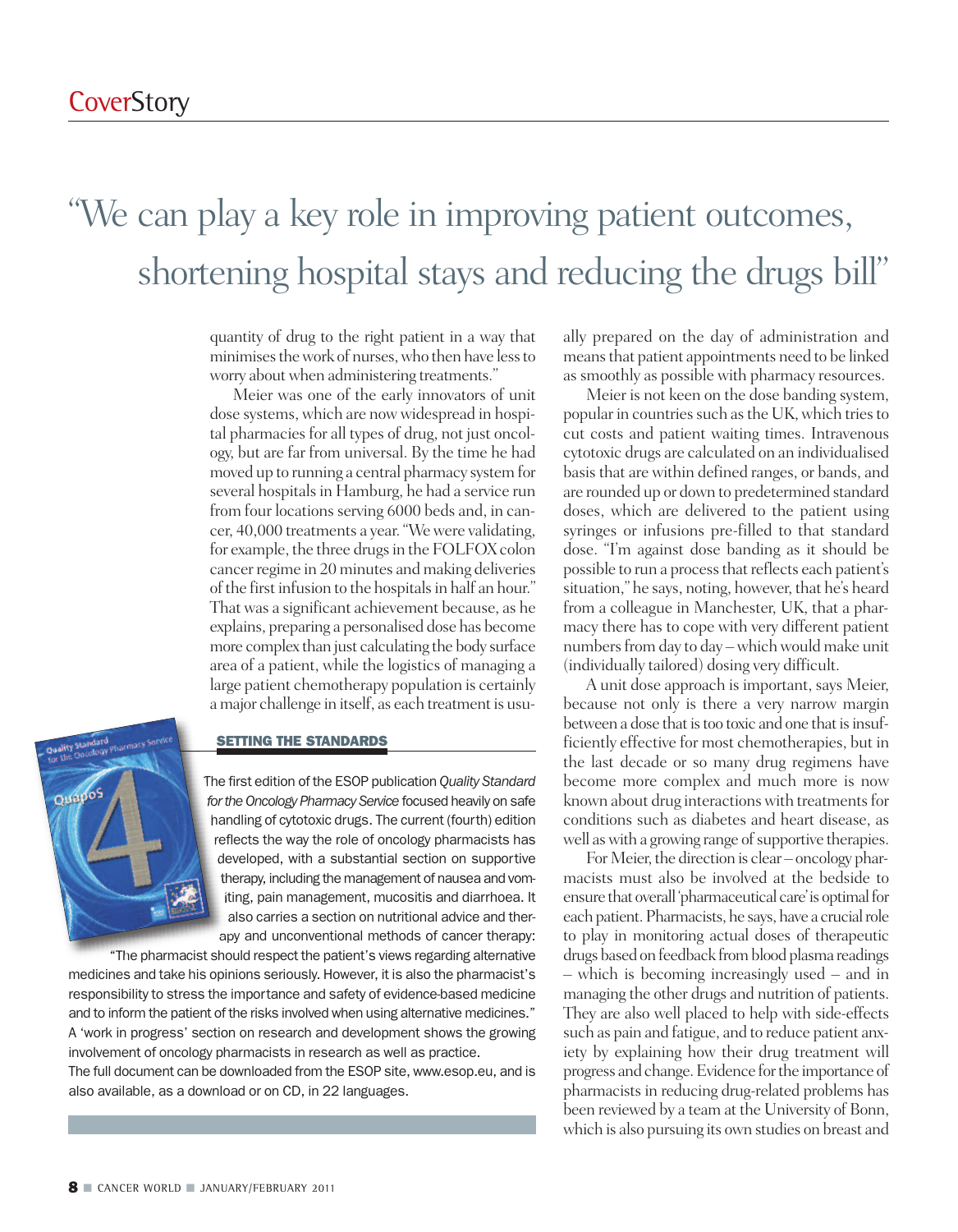# "We can play a key role in improving patient outcomes, shortening hospital stays and reducing the drugs bill"

quantity of drug to the right patient in a way that minimises the work of nurses, who then have less to worry about when administering treatments."

Meier was one of the early innovators of unit dose systems, which are now widespread in hospital pharmacies for all types of drug, not just oncology, but are far from universal. By the time he had moved up to running a central pharmacy system for several hospitals in Hamburg, he had a service run from four locations serving 6000 beds and, in cancer, 40,000 treatments a year. "We were validating, for example, the three drugs in the FOLFOX colon cancer regime in 20 minutes and making deliveries of the first infusion to the hospitals in half an hour." That was a significant achievement because, as he explains, preparing a personalised dose has become more complex than just calculating the body surface area of a patient, while the logistics of managing a large patient chemotherapy population is certainly a major challenge in itself, as each treatment is usually prepared on the day of administration and means that patient appointments need to be linked as smoothly as possible with pharmacy resources.

Meier is not keen on the dose banding system, popular in countries such as the UK, which tries to cut costs and patient waiting times. Intravenous cytotoxic drugs are calculated on an individualised basis that are within defined ranges, or bands, and are rounded up or down to predetermined standard doses, which are delivered to the patient using syringes or infusions pre-filled to that standard dose. "I'm against dose banding as it should be possible to run a process that reflects each patient's situation," he says, noting, however, that he's heard from a colleague in Manchester, UK, that a pharmacy there has to cope with very different patient numbers from day to day – which would make unit (individually tailored) dosing very difficult.

A unit dose approach is important, says Meier, because not only is there a very narrow margin between a dose that is too toxic and one that is insufficiently effective for most chemotherapies, but in the last decade or so many drug regimens have become more complex and much more is now known about drug interactions with treatments for conditions such as diabetes and heart disease, as well as with a growing range of supportive therapies.

For Meier, the direction is clear – oncology pharmacists must also be involved at the bedside to ensure that overall 'pharmaceutical care' is optimal for each patient. Pharmacists, he says, have a crucial role to play in monitoring actual doses of therapeutic drugs based on feedback from blood plasma readings – which is becoming increasingly used – and in managing the other drugs and nutrition of patients. They are also well placed to help with side-effects such as pain and fatigue, and to reduce patient anxiety by explaining how their drug treatment will progress and change. Evidence for the importance of pharmacists in reducing drug-related problems has been reviewed by a team at the University of Bonn, which is also pursuing its own studies on breast and

### SETTING THE STANDARDS

The first edition of the ESOP publication *Quality Standard for the Oncology Pharmacy Service* focused heavily on safe handling of cytotoxic drugs. The current (fourth) edition reflects the way the role of oncology pharmacists has developed, with a substantial section on supportive therapy, including the management of nausea and vomiting, pain management, mucositis and diarrhoea. It also carries a section on nutritional advice and therapy and unconventional methods of cancer therapy: "The pharmacist should respect the patient's views regarding alternative medicines and take his opinions seriously. However, it is also the pharmacist's responsibility to stress the importance and safety of evidence-based medicine and to inform the patient of the risks involved when using alternative medicines." A 'work in progress' section on research and development shows the growing involvement of oncology pharmacists in research as well as practice.

The full document can be downloaded from the ESOP site, www.esop.eu, and is also available, as a download or on CD, in 22 languages.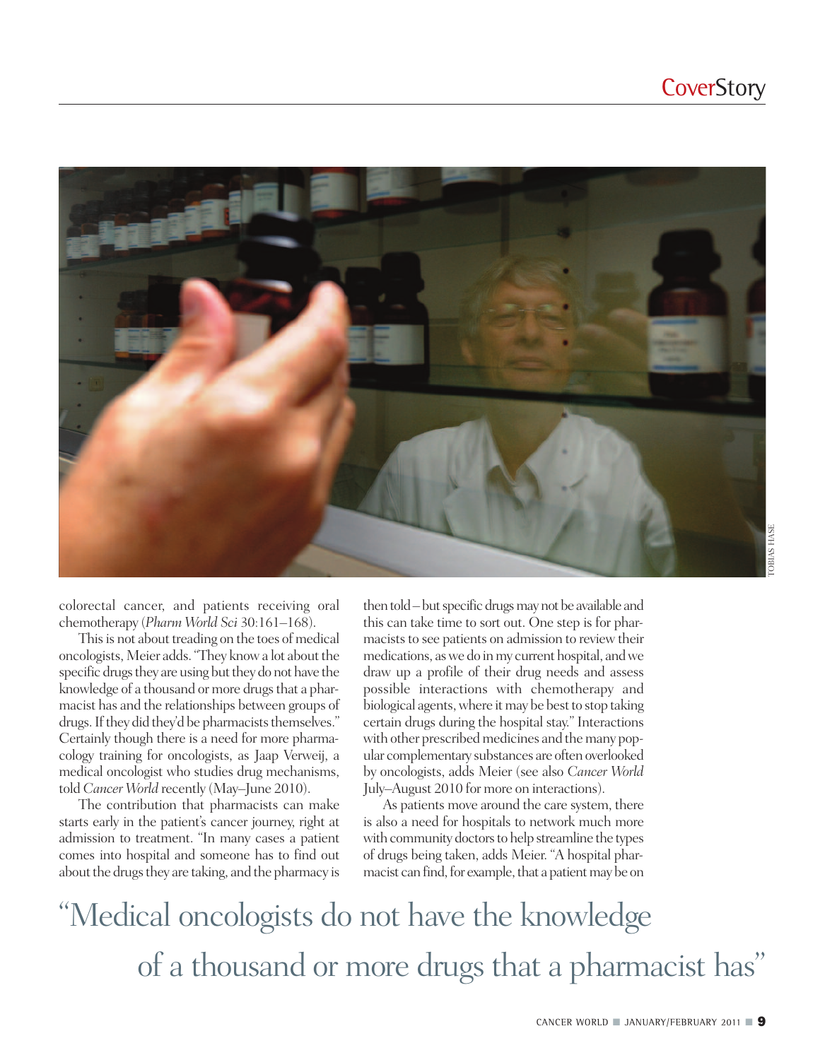colorectal cancer, and patients receiving oral chemotherapy (*Pharm World Sci* 30:161–168).

This is not about treading on the toes of medical oncologists, Meier adds. "They know a lot about the specific drugs they are using but they do not have the knowledge of a thousand or more drugs that a pharmacist has and the relationships between groups of drugs. If they did they'd be pharmacists themselves." Certainly though there is a need for more pharmacology training for oncologists, as Jaap Verweij, a medical oncologist who studies drug mechanisms, told *Cancer World* recently (May–June 2010).

The contribution that pharmacists can make starts early in the patient's cancer journey, right at admission to treatment. "In many cases a patient comes into hospital and someone has to find out about the drugs they are taking, and the pharmacy is then told – but specific drugs may not be available and this can take time to sort out. One step is for pharmacists to see patients on admission to review their medications, as we do in my current hospital, and we draw up a profile of their drug needs and assess possible interactions with chemotherapy and biological agents, where it may be best to stop taking certain drugs during the hospital stay." Interactions with other prescribed medicines and the many popular complementary substances are often overlooked by oncologists, adds Meier (see also *Cancer World* July–August 2010 for more on interactions).

As patients move around the care system, there is also a need for hospitals to network much more with community doctors to help streamline the types of drugs being taken, adds Meier. "A hospital pharmacist can find, for example, that a patient may be on

"Medical oncologists do not have the knowledge of a thousand or more drugs that a pharmacist has"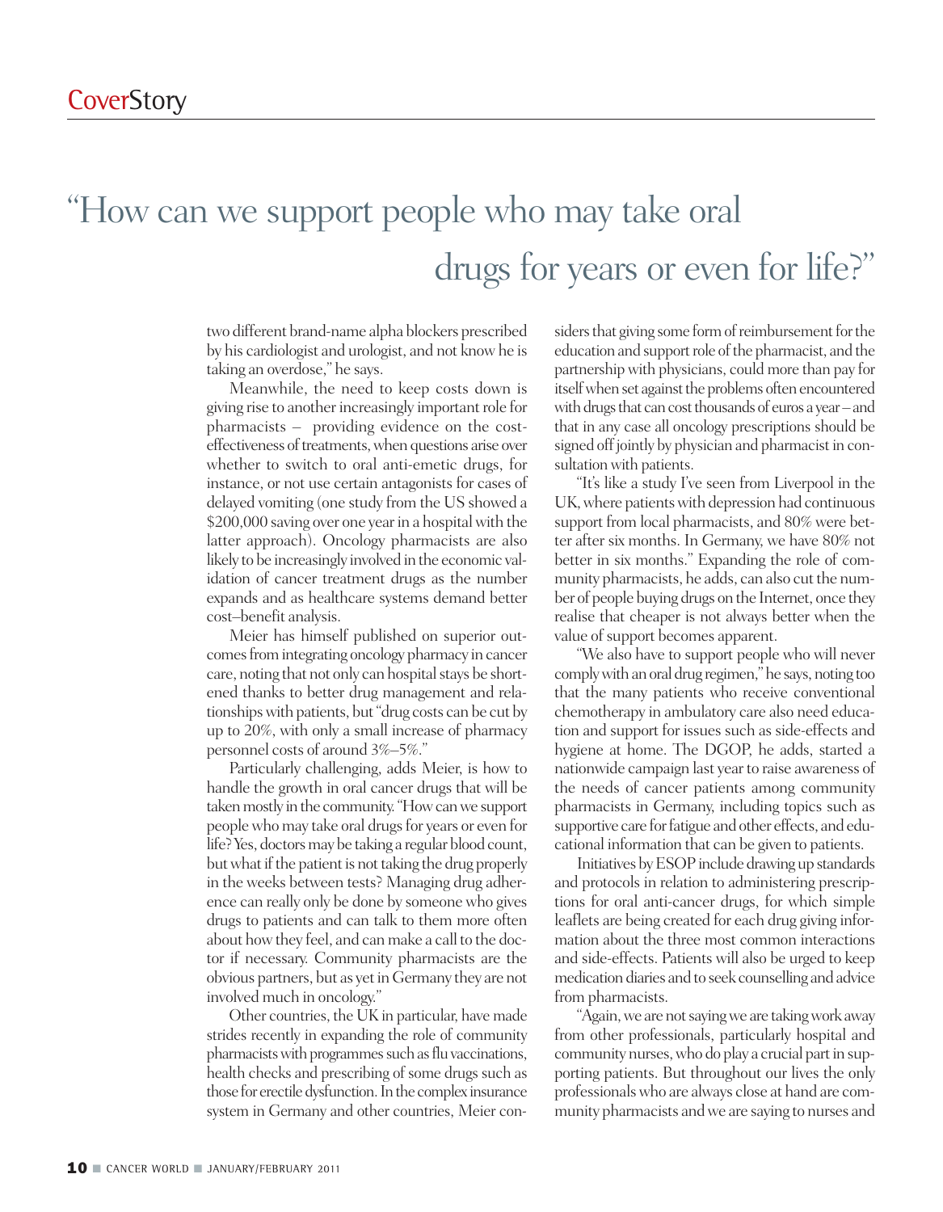> "How can we support people who may take oral drugs for years or even for life?"

two different brand-name alpha blockers prescribed by his cardiologist and urologist, and not know he is taking an overdose," he says.

Meanwhile, the need to keep costs down is giving rise to another increasingly important role for pharmacists – providing evidence on the cost-effectiveness of treatments, when questions arise over whether to switch to oral anti-emetic drugs, for instance, or not use certain antagonists for cases of delayed vomiting (one study from the US showed a $200,000 saving over one year in a hospital with the latter approach). Oncology pharmacists are also likely to be increasingly involved in the economic validation of cancer treatment drugs as the number expands and as healthcare systems demand better cost–benefit analysis.

Meier has himself published on superior outcomes from integrating oncology pharmacy in cancer care, noting that not only can hospital stays be shortened thanks to better drug management and relationships with patients, but "drug costs can be cut by up to 20%, with only a small increase of pharmacy personnel costs of around 3%–5%."

Particularly challenging, adds Meier, is how to handle the growth in oral cancer drugs that will be taken mostly in the community. "How can we support people who may take oral drugs for years or even for life? Yes, doctors may be taking a regular blood count, but what if the patient is not taking the drug properly in the weeks between tests? Managing drug adherence can really only be done by someone who gives drugs to patients and can talk to them more often about how they feel, and can make a call to the doctor if necessary. Community pharmacists are the obvious partners, but as yet in Germany they are not involved much in oncology."

Other countries, the UK in particular, have made strides recently in expanding the role of community pharmacists with programmes such as flu vaccinations, health checks and prescribing of some drugs such as those for erectile dysfunction. In the complex insurance system in Germany and other countries, Meier considers that giving some form of reimbursement for the education and support role of the pharmacist, and the partnership with physicians, could more than pay for itself when set against the problems often encountered with drugs that can cost thousands of euros a year – and that in any case all oncology prescriptions should be signed off jointly by physician and pharmacist in consultation with patients.

"It's like a study I've seen from Liverpool in the UK, where patients with depression had continuous support from local pharmacists, and 80% were better after six months. In Germany, we have 80% not better in six months." Expanding the role of community pharmacists, he adds, can also cut the number of people buying drugs on the Internet, once they realise that cheaper is not always better when the value of support becomes apparent.

"We also have to support people who will never comply with an oral drug regimen," he says, noting too that the many patients who receive conventional chemotherapy in ambulatory care also need education and support for issues such as side-effects and hygiene at home. The DGOP, he adds, started a nationwide campaign last year to raise awareness of the needs of cancer patients among community pharmacists in Germany, including topics such as supportive care for fatigue and other effects, and educational information that can be given to patients.

Initiatives by ESOP include drawing up standards and protocols in relation to administering prescriptions for oral anti-cancer drugs, for which simple leaflets are being created for each drug giving information about the three most common interactions and side-effects. Patients will also be urged to keep medication diaries and to seek counselling and advice from pharmacists.

"Again, we are not saying we are taking work away from other professionals, particularly hospital and community nurses, who do play a crucial part in supporting patients. But throughout our lives the only professionals who are always close at hand are community pharmacists and we are saying to nurses and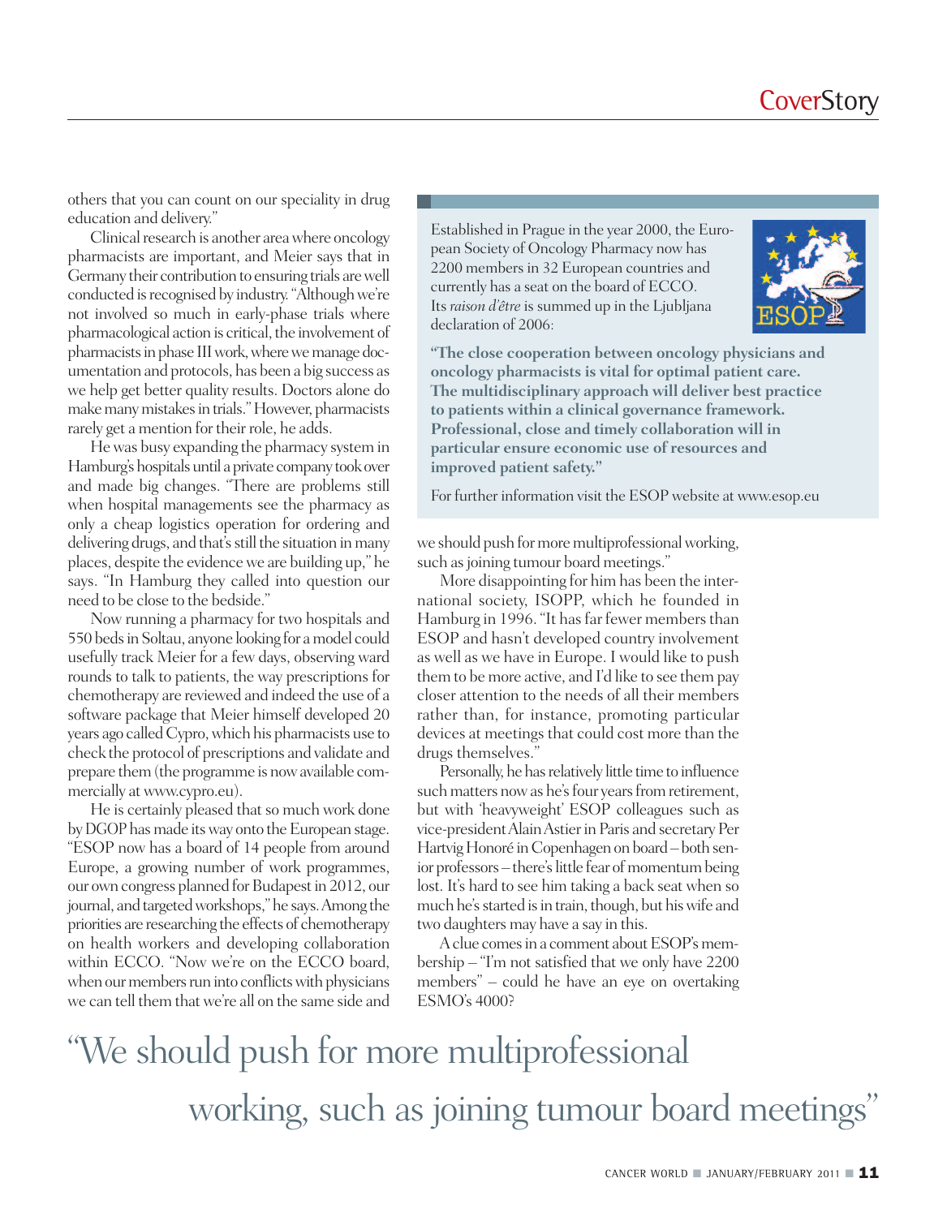others that you can count on our speciality in drug education and delivery."

Clinical research is another area where oncology pharmacists are important, and Meier says that in Germany their contribution to ensuring trials are well conducted is recognised by industry. "Although we're not involved so much in early-phase trials where pharmacological action is critical, the involvement of pharmacists in phase III work, where we manage documentation and protocols, has been a big success as we help get better quality results. Doctors alone do make many mistakes in trials." However, pharmacists rarely get a mention for their role, he adds.

He was busy expanding the pharmacy system in Hamburg's hospitals until a private company took over and made big changes. "There are problems still when hospital managements see the pharmacy as only a cheap logistics operation for ordering and delivering drugs, and that's still the situation in many places, despite the evidence we are building up," he says. "In Hamburg they called into question our need to be close to the bedside."

Now running a pharmacy for two hospitals and 550 beds in Soltau, anyone looking for a model could usefully track Meier for a few days, observing ward rounds to talk to patients, the way prescriptions for chemotherapy are reviewed and indeed the use of a software package that Meier himself developed 20 years ago called Cypro, which his pharmacists use to check the protocol of prescriptions and validate and prepare them (the programme is now available commercially at www.cypro.eu).

He is certainly pleased that so much work done by DGOP has made its way onto the European stage. "ESOP now has a board of 14 people from around Europe, a growing number of work programmes, our own congress planned for Budapest in 2012, our journal, and targeted workshops," he says. Among the priorities are researching the effects of chemotherapy on health workers and developing collaboration within ECCO. "Now we're on the ECCO board, when our members run into conflicts with physicians we can tell them that we're all on the same side and we should push for more multiprofessional working, such as joining tumour board meetings."

More disappointing for him has been the international society, ISOPP, which he founded in Hamburg in 1996. "It has far fewer members than ESOP and hasn't developed country involvement as well as we have in Europe. I would like to push them to be more active, and I'd like to see them pay closer attention to the needs of all their members rather than, for instance, promoting particular devices at meetings that could cost more than the drugs themselves."

Personally, he has relatively little time to influence such matters now as he's four years from retirement, but with 'heavyweight' ESOP colleagues such as vice-president Alain Astier in Paris and secretary Per Hartvig Honoré in Copenhagen on board – both senior professors – there's little fear of momentum being lost. It's hard to see him taking a back seat when so much he's started is in train, though, but his wife and two daughters may have a say in this.

A clue comes in a comment about ESOP's membership – "I'm not satisfied that we only have 2200 members" – could he have an eye on overtaking ESMO's 4000?

---

Established in Prague in the year 2000, the European Society of Oncology Pharmacy now has 2200 members in 32 European countries and currently has a seat on the board of ECCO. Its *raison d'être* is summed up in the Ljubljana declaration of 2006:

**"The close cooperation between oncology physicians and oncology pharmacists is vital for optimal patient care. The multidisciplinary approach will deliver best practice to patients within a clinical governance framework. Professional, close and timely collaboration will in particular ensure economic use of resources and improved patient safety."**

For further information visit the ESOP website at www.esop.eu

---

"We should push for more multiprofessional working, such as joining tumour board meetings"